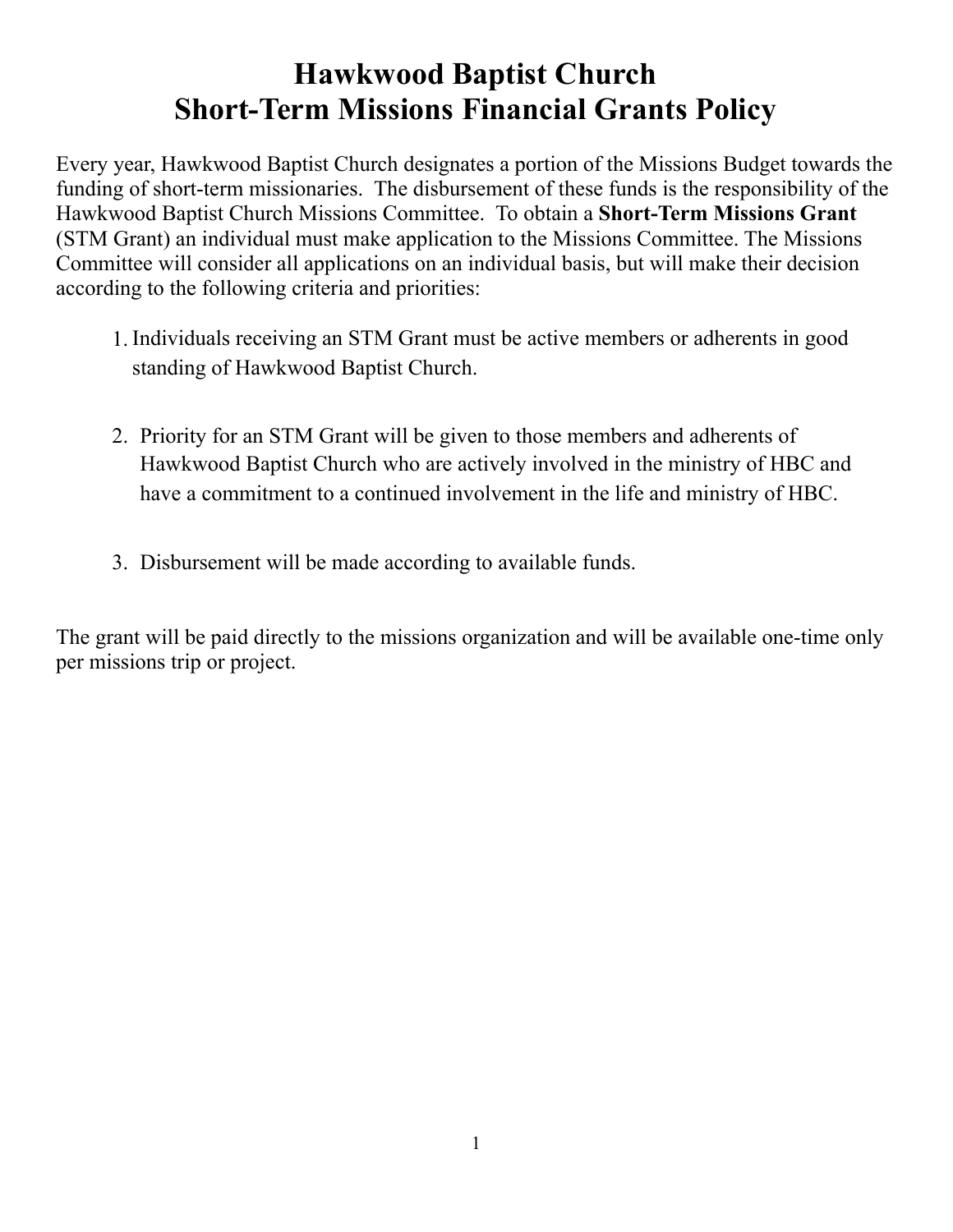# Hawkwood Baptist Church
# Short-Term Missions Financial Grants Policy

Every year, Hawkwood Baptist Church designates a portion of the Missions Budget towards the funding of short-term missionaries. The disbursement of these funds is the responsibility of the Hawkwood Baptist Church Missions Committee. To obtain a **Short-Term Missions Grant** (STM Grant) an individual must make application to the Missions Committee. The Missions Committee will consider all applications on an individual basis, but will make their decision according to the following criteria and priorities:

1. Individuals receiving an STM Grant must be active members or adherents in good standing of Hawkwood Baptist Church.

2. Priority for an STM Grant will be given to those members and adherents of Hawkwood Baptist Church who are actively involved in the ministry of HBC and have a commitment to a continued involvement in the life and ministry of HBC.

3. Disbursement will be made according to available funds.

The grant will be paid directly to the missions organization and will be available one-time only per missions trip or project.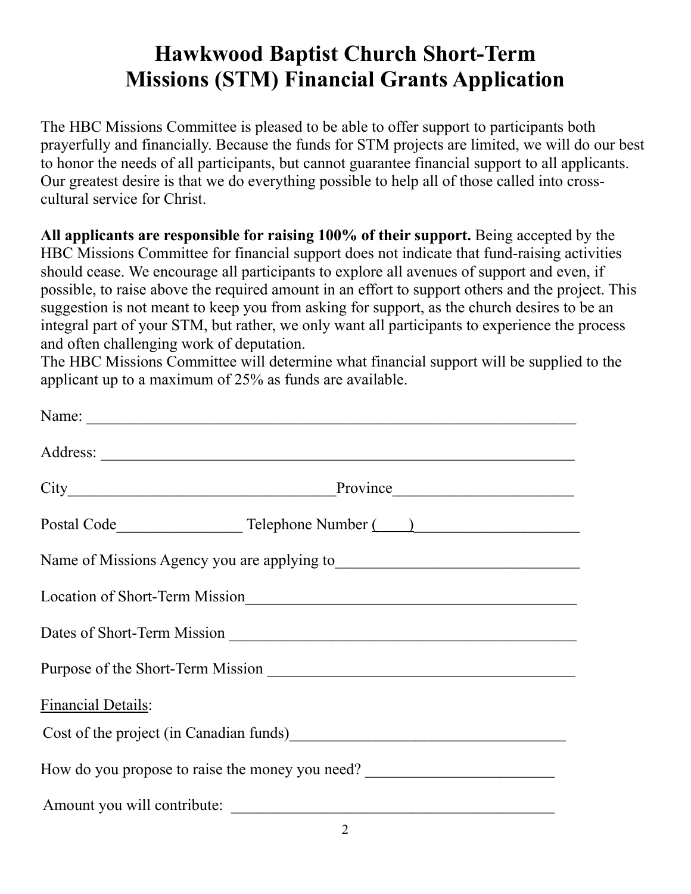# Hawkwood Baptist Church Short-Term Missions (STM) Financial Grants Application

The HBC Missions Committee is pleased to be able to offer support to participants both prayerfully and financially. Because the funds for STM projects are limited, we will do our best to honor the needs of all participants, but cannot guarantee financial support to all applicants. Our greatest desire is that we do everything possible to help all of those called into cross-cultural service for Christ.

**All applicants are responsible for raising 100% of their support.** Being accepted by the HBC Missions Committee for financial support does not indicate that fund-raising activities should cease. We encourage all participants to explore all avenues of support and even, if possible, to raise above the required amount in an effort to support others and the project. This suggestion is not meant to keep you from asking for support, as the church desires to be an integral part of your STM, but rather, we only want all participants to experience the process and often challenging work of deputation.
The HBC Missions Committee will determine what financial support will be supplied to the applicant up to a maximum of 25% as funds are available.

Name: ____________________________________________________________

Address: __________________________________________________________

City_________________________________Province______________________

Postal Code_______________ Telephone Number (____)____________________

Name of Missions Agency you are applying to______________________________

Location of Short-Term Mission_________________________________________

Dates of Short-Term Mission __________________________________________

Purpose of the Short-Term Mission _____________________________________

Financial Details:

Cost of the project (in Canadian funds)__________________________________

How do you propose to raise the money you need? ______________________

Amount you will contribute: _________________________________________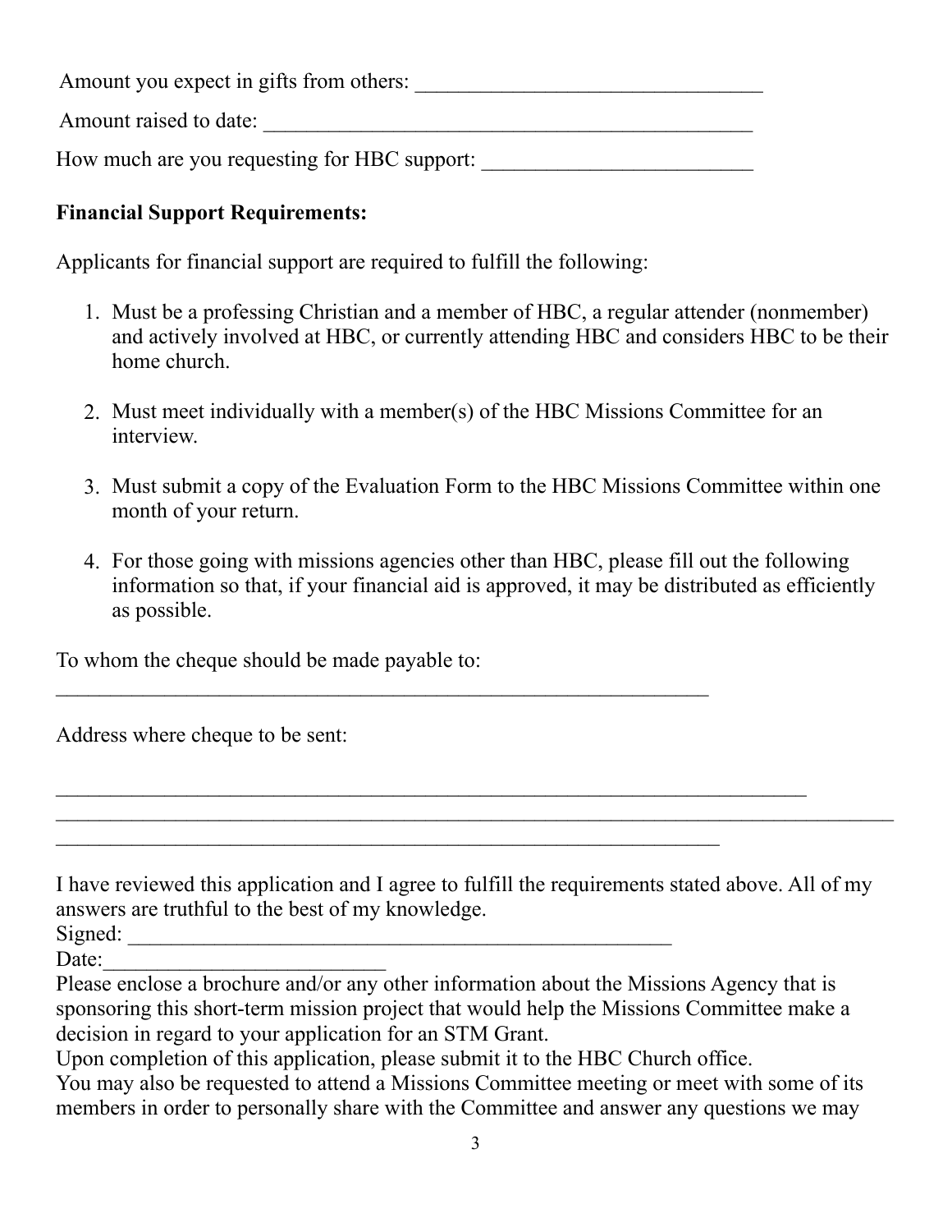Amount you expect in gifts from others: ________________________________

Amount raised to date: ______________________________________________

How much are you requesting for HBC support: _________________________

**Financial Support Requirements:**

Applicants for financial support are required to fulfill the following:

1. Must be a professing Christian and a member of HBC, a regular attender (nonmember) and actively involved at HBC, or currently attending HBC and considers HBC to be their home church.
2. Must meet individually with a member(s) of the HBC Missions Committee for an interview.
3. Must submit a copy of the Evaluation Form to the HBC Missions Committee within one month of your return.
4. For those going with missions agencies other than HBC, please fill out the following information so that, if your financial aid is approved, it may be distributed as efficiently as possible.

To whom the cheque should be made payable to:

_______________________________________________________________

Address where cheque to be sent:

________________________________________________________________________

________________________________________________________________________________

_______________________________________________________________

I have reviewed this application and I agree to fulfill the requirements stated above. All of my answers are truthful to the best of my knowledge.

Signed: ___________________________________________________

Date:__________________________

Please enclose a brochure and/or any other information about the Missions Agency that is sponsoring this short-term mission project that would help the Missions Committee make a decision in regard to your application for an STM Grant.

Upon completion of this application, please submit it to the HBC Church office.

You may also be requested to attend a Missions Committee meeting or meet with some of its members in order to personally share with the Committee and answer any questions we may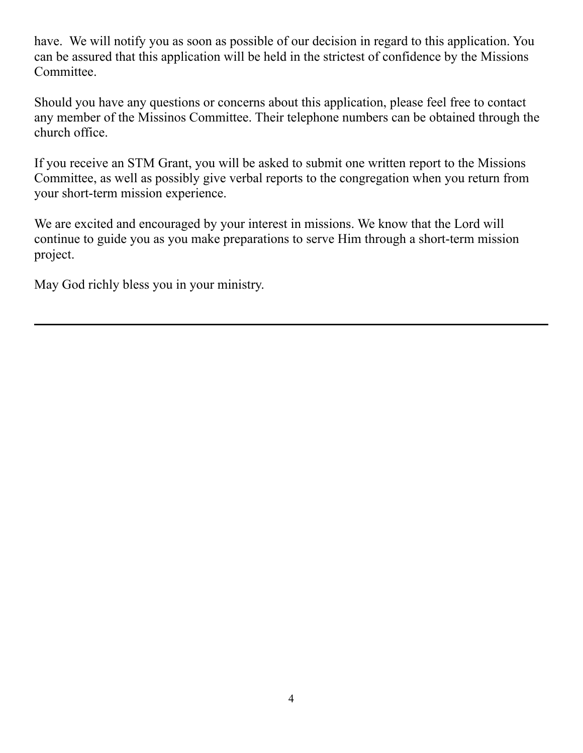have. We will notify you as soon as possible of our decision in regard to this application. You can be assured that this application will be held in the strictest of confidence by the Missions Committee.

Should you have any questions or concerns about this application, please feel free to contact any member of the Missinos Committee. Their telephone numbers can be obtained through the church office.

If you receive an STM Grant, you will be asked to submit one written report to the Missions Committee, as well as possibly give verbal reports to the congregation when you return from your short-term mission experience.

We are excited and encouraged by your interest in missions. We know that the Lord will continue to guide you as you make preparations to serve Him through a short-term mission project.

May God richly bless you in your ministry.

---